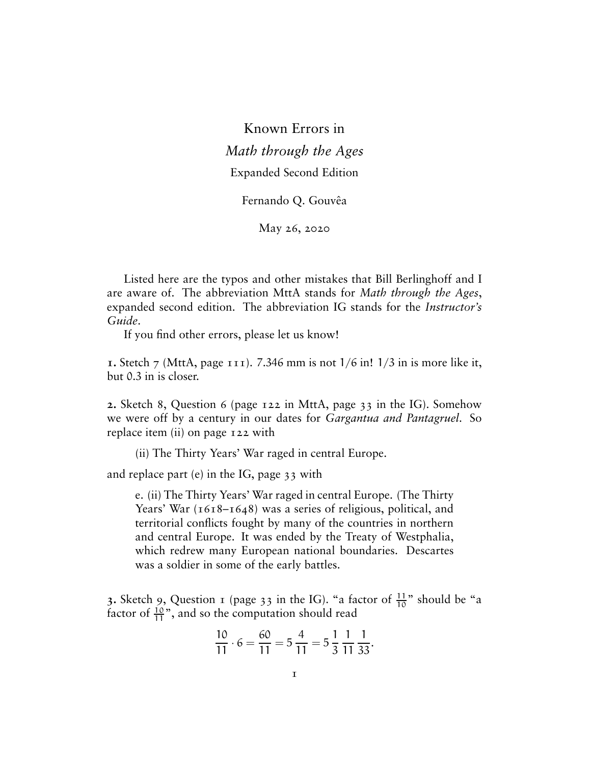# Known Errors in
## *Math through the Ages*
### Expanded Second Edition

Fernando Q. Gouvêa

May 26, 2020

Listed here are the typos and other mistakes that Bill Berlinghoff and I are aware of. The abbreviation MttA stands for *Math through the Ages*, expanded second edition. The abbreviation IG stands for the *Instructor's Guide*.

If you find other errors, please let us know!

**1.** Stetch 7 (MttA, page 111). 7.346 mm is not 1/6 in! 1/3 in is more like it, but 0.3 in is closer.

**2.** Sketch 8, Question 6 (page 122 in MttA, page 33 in the IG). Somehow we were off by a century in our dates for *Gargantua and Pantagruel*. So replace item (ii) on page 122 with

> (ii) The Thirty Years' War raged in central Europe.

and replace part (e) in the IG, page 33 with

> e. (ii) The Thirty Years' War raged in central Europe. (The Thirty Years' War (1618–1648) was a series of religious, political, and territorial conflicts fought by many of the countries in northern and central Europe. It was ended by the Treaty of Westphalia, which redrew many European national boundaries. Descartes was a soldier in some of the early battles.

**3.** Sketch 9, Question 1 (page 33 in the IG). "a factor of $\frac{11}{10}$" should be "a factor of $\frac{10}{11}$", and so the computation should read

$$\frac{10}{11} \cdot 6 = \frac{60}{11} = 5\,\frac{4}{11} = 5\,\frac{1}{3}\,\frac{1}{11}\,\frac{1}{33}.$$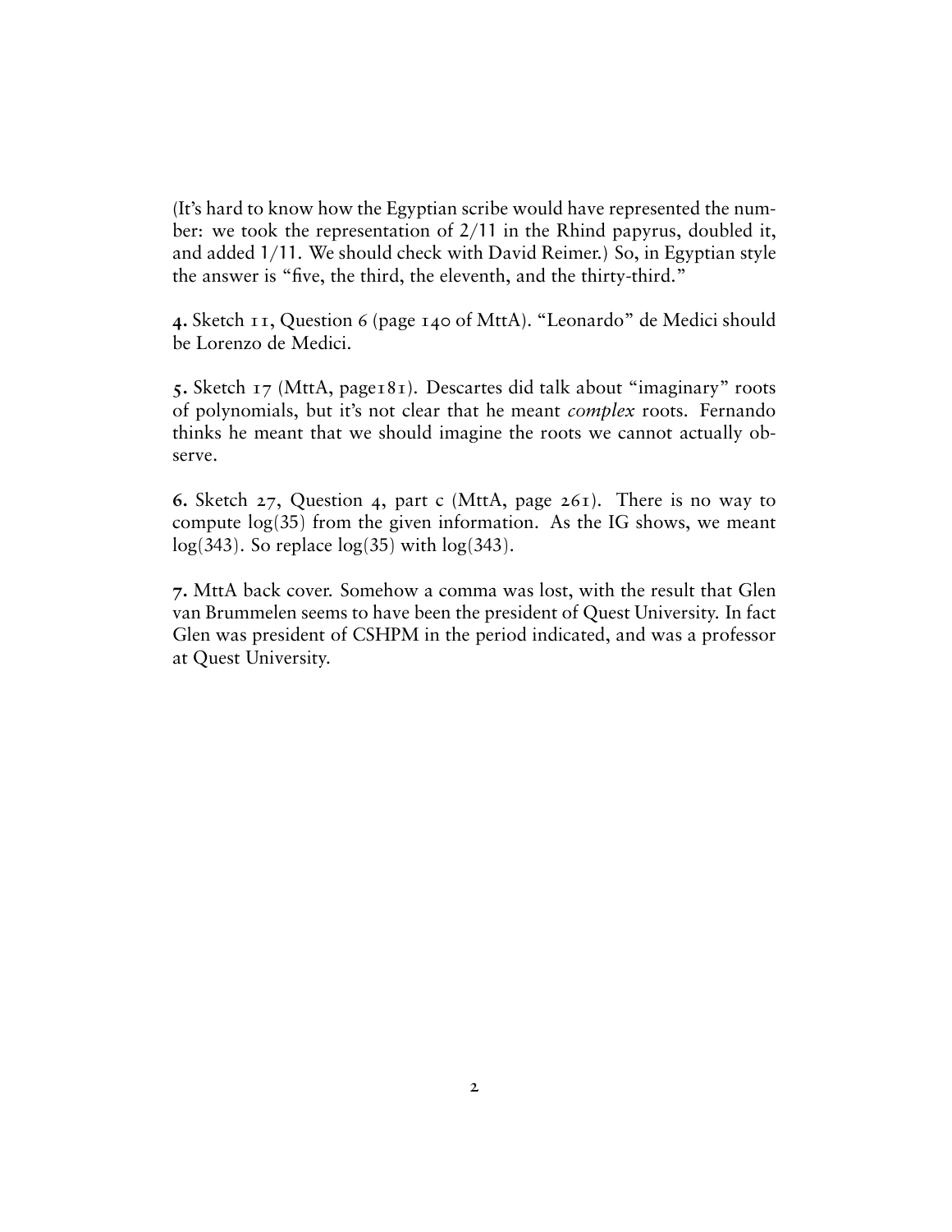(It's hard to know how the Egyptian scribe would have represented the number: we took the representation of $2/11$ in the Rhind papyrus, doubled it, and added $1/11$. We should check with David Reimer.) So, in Egyptian style the answer is "five, the third, the eleventh, and the thirty-third."

**4.** Sketch 11, Question 6 (page 140 of MttA). "Leonardo" de Medici should be Lorenzo de Medici.

**5.** Sketch 17 (MttA, page181). Descartes did talk about "imaginary" roots of polynomials, but it's not clear that he meant *complex* roots. Fernando thinks he meant that we should imagine the roots we cannot actually observe.

**6.** Sketch 27, Question 4, part c (MttA, page 261). There is no way to compute $\log(35)$ from the given information. As the IG shows, we meant $\log(343)$. So replace $\log(35)$ with $\log(343)$.

**7.** MttA back cover. Somehow a comma was lost, with the result that Glen van Brummelen seems to have been the president of Quest University. In fact Glen was president of CSHPM in the period indicated, and was a professor at Quest University.